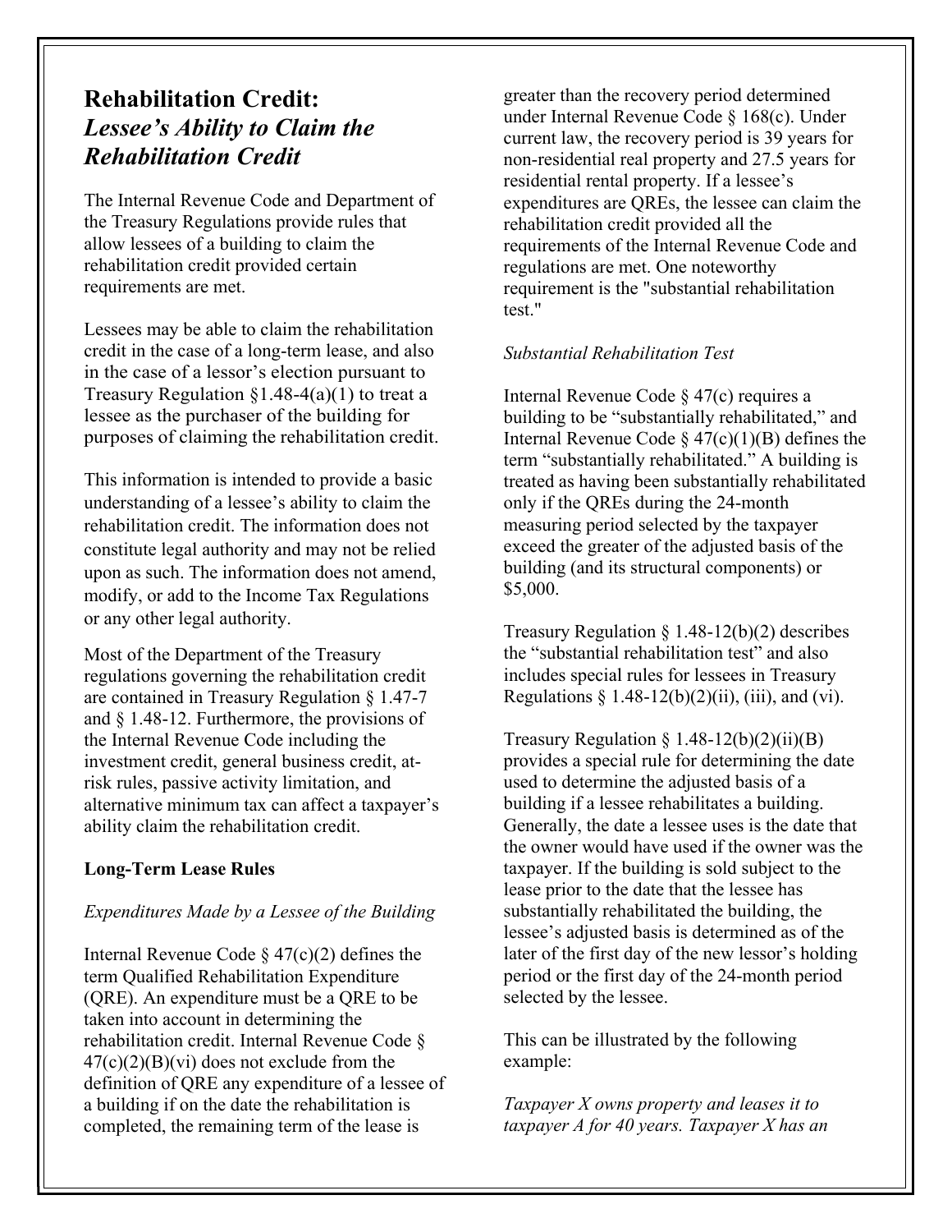# Rehabilitation Credit: *Lessee's Ability to Claim the Rehabilitation Credit*

The Internal Revenue Code and Department of the Treasury Regulations provide rules that allow lessees of a building to claim the rehabilitation credit provided certain requirements are met.

Lessees may be able to claim the rehabilitation credit in the case of a long-term lease, and also in the case of a lessor's election pursuant to Treasury Regulation §1.48-4(a)(1) to treat a lessee as the purchaser of the building for purposes of claiming the rehabilitation credit.

This information is intended to provide a basic understanding of a lessee's ability to claim the rehabilitation credit. The information does not constitute legal authority and may not be relied upon as such. The information does not amend, modify, or add to the Income Tax Regulations or any other legal authority.

Most of the Department of the Treasury regulations governing the rehabilitation credit are contained in Treasury Regulation § 1.47-7 and § 1.48-12. Furthermore, the provisions of the Internal Revenue Code including the investment credit, general business credit, at-risk rules, passive activity limitation, and alternative minimum tax can affect a taxpayer's ability claim the rehabilitation credit.

**Long-Term Lease Rules**

*Expenditures Made by a Lessee of the Building*

Internal Revenue Code § 47(c)(2) defines the term Qualified Rehabilitation Expenditure (QRE). An expenditure must be a QRE to be taken into account in determining the rehabilitation credit. Internal Revenue Code § 47(c)(2)(B)(vi) does not exclude from the definition of QRE any expenditure of a lessee of a building if on the date the rehabilitation is completed, the remaining term of the lease is greater than the recovery period determined under Internal Revenue Code § 168(c). Under current law, the recovery period is 39 years for non-residential real property and 27.5 years for residential rental property. If a lessee's expenditures are QREs, the lessee can claim the rehabilitation credit provided all the requirements of the Internal Revenue Code and regulations are met. One noteworthy requirement is the "substantial rehabilitation test."

*Substantial Rehabilitation Test*

Internal Revenue Code § 47(c) requires a building to be "substantially rehabilitated," and Internal Revenue Code § 47(c)(1)(B) defines the term "substantially rehabilitated." A building is treated as having been substantially rehabilitated only if the QREs during the 24-month measuring period selected by the taxpayer exceed the greater of the adjusted basis of the building (and its structural components) or $5,000.

Treasury Regulation § 1.48-12(b)(2) describes the "substantial rehabilitation test" and also includes special rules for lessees in Treasury Regulations § 1.48-12(b)(2)(ii), (iii), and (vi).

Treasury Regulation § 1.48-12(b)(2)(ii)(B) provides a special rule for determining the date used to determine the adjusted basis of a building if a lessee rehabilitates a building. Generally, the date a lessee uses is the date that the owner would have used if the owner was the taxpayer. If the building is sold subject to the lease prior to the date that the lessee has substantially rehabilitated the building, the lessee's adjusted basis is determined as of the later of the first day of the new lessor's holding period or the first day of the 24-month period selected by the lessee.

This can be illustrated by the following example:

*Taxpayer X owns property and leases it to taxpayer A for 40 years. Taxpayer X has an*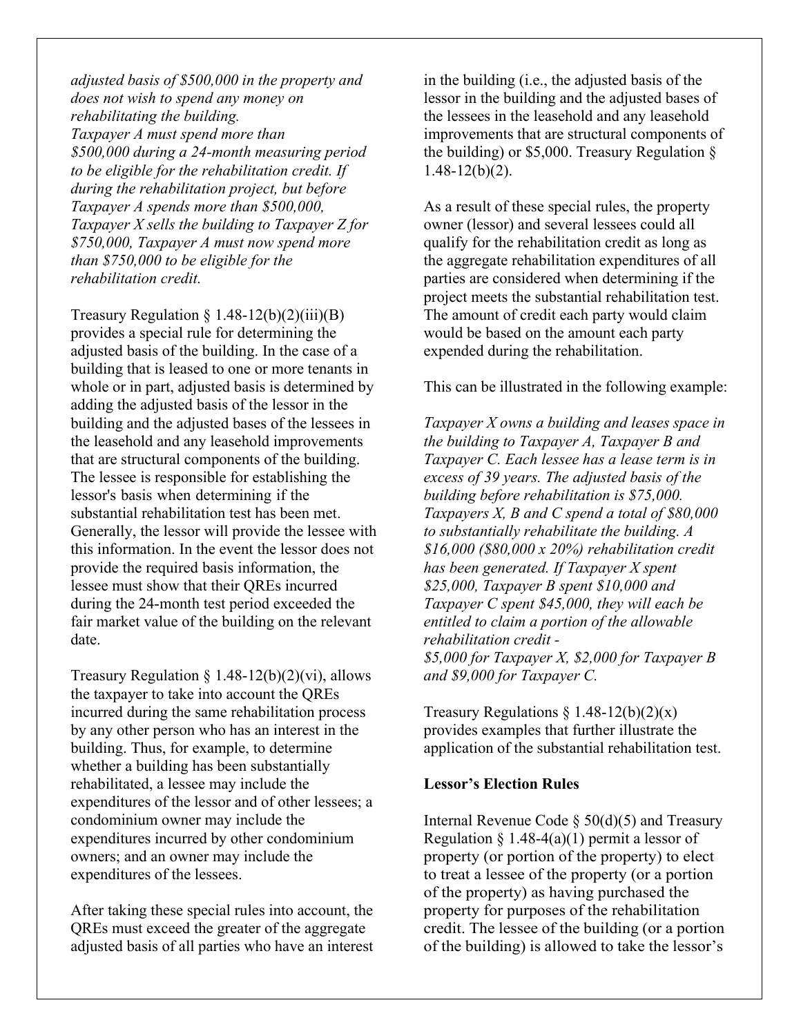*adjusted basis of $500,000 in the property and does not wish to spend any money on rehabilitating the building.*
*Taxpayer A must spend more than $500,000 during a 24-month measuring period to be eligible for the rehabilitation credit. If during the rehabilitation project, but before Taxpayer A spends more than $500,000, Taxpayer X sells the building to Taxpayer Z for $750,000, Taxpayer A must now spend more than $750,000 to be eligible for the rehabilitation credit.*

Treasury Regulation § 1.48-12(b)(2)(iii)(B) provides a special rule for determining the adjusted basis of the building. In the case of a building that is leased to one or more tenants in whole or in part, adjusted basis is determined by adding the adjusted basis of the lessor in the building and the adjusted bases of the lessees in the leasehold and any leasehold improvements that are structural components of the building. The lessee is responsible for establishing the lessor's basis when determining if the substantial rehabilitation test has been met. Generally, the lessor will provide the lessee with this information. In the event the lessor does not provide the required basis information, the lessee must show that their QREs incurred during the 24-month test period exceeded the fair market value of the building on the relevant date.

Treasury Regulation § 1.48-12(b)(2)(vi), allows the taxpayer to take into account the QREs incurred during the same rehabilitation process by any other person who has an interest in the building. Thus, for example, to determine whether a building has been substantially rehabilitated, a lessee may include the expenditures of the lessor and of other lessees; a condominium owner may include the expenditures incurred by other condominium owners; and an owner may include the expenditures of the lessees.

After taking these special rules into account, the QREs must exceed the greater of the aggregate adjusted basis of all parties who have an interest in the building (i.e., the adjusted basis of the lessor in the building and the adjusted bases of the lessees in the leasehold and any leasehold improvements that are structural components of the building) or $5,000. Treasury Regulation § 1.48-12(b)(2).

As a result of these special rules, the property owner (lessor) and several lessees could all qualify for the rehabilitation credit as long as the aggregate rehabilitation expenditures of all parties are considered when determining if the project meets the substantial rehabilitation test. The amount of credit each party would claim would be based on the amount each party expended during the rehabilitation.

This can be illustrated in the following example:

*Taxpayer X owns a building and leases space in the building to Taxpayer A, Taxpayer B and Taxpayer C. Each lessee has a lease term is in excess of 39 years. The adjusted basis of the building before rehabilitation is $75,000. Taxpayers X, B and C spend a total of $80,000 to substantially rehabilitate the building. A $16,000 ($80,000 x 20%) rehabilitation credit has been generated. If Taxpayer X spent $25,000, Taxpayer B spent $10,000 and Taxpayer C spent $45,000, they will each be entitled to claim a portion of the allowable rehabilitation credit -*
*$5,000 for Taxpayer X, $2,000 for Taxpayer B and $9,000 for Taxpayer C.*

Treasury Regulations § 1.48-12(b)(2)(x) provides examples that further illustrate the application of the substantial rehabilitation test.

**Lessor's Election Rules**

Internal Revenue Code § 50(d)(5) and Treasury Regulation § 1.48-4(a)(1) permit a lessor of property (or portion of the property) to elect to treat a lessee of the property (or a portion of the property) as having purchased the property for purposes of the rehabilitation credit. The lessee of the building (or a portion of the building) is allowed to take the lessor's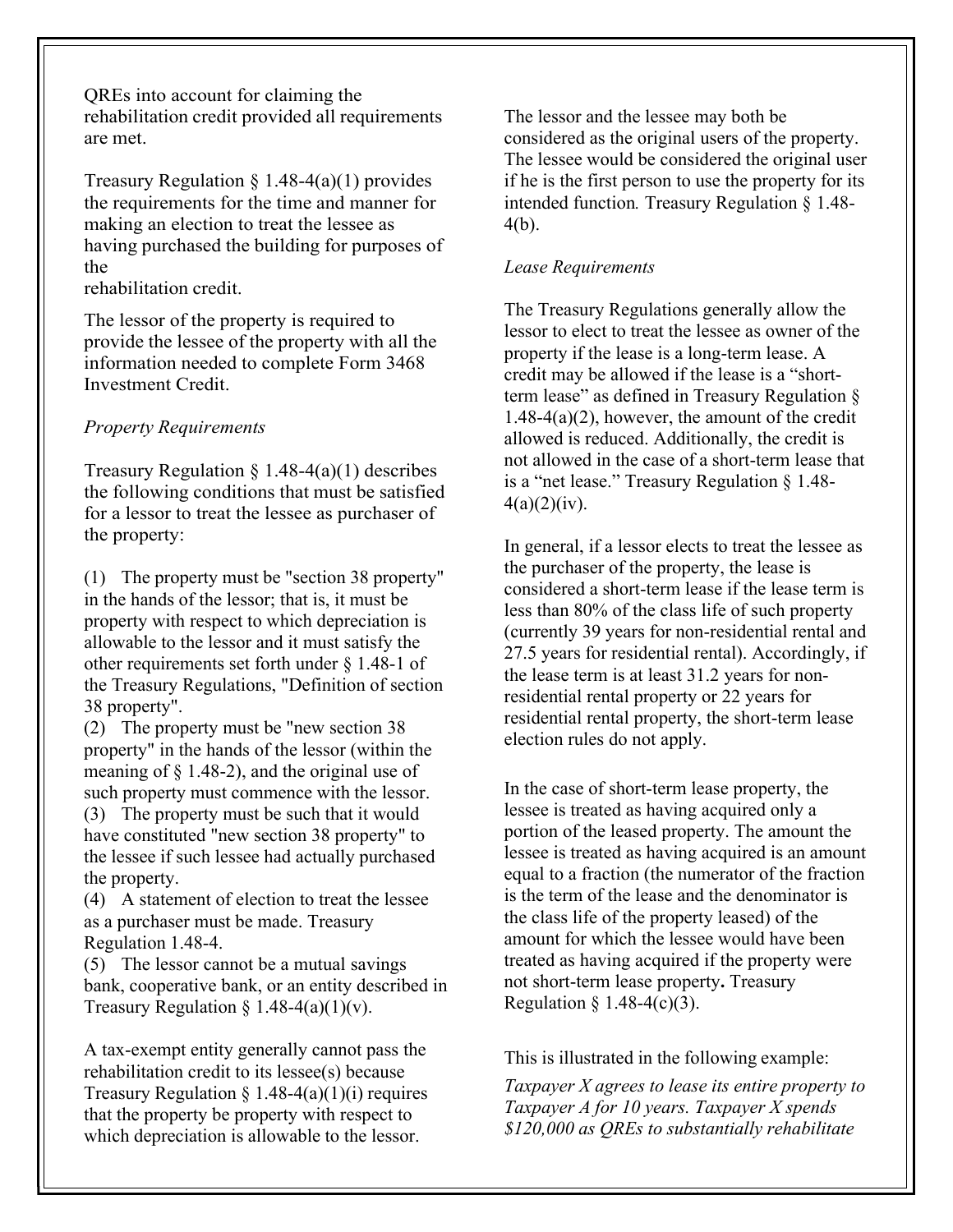QREs into account for claiming the rehabilitation credit provided all requirements are met.

Treasury Regulation § 1.48-4(a)(1) provides the requirements for the time and manner for making an election to treat the lessee as having purchased the building for purposes of the
rehabilitation credit.

The lessor of the property is required to provide the lessee of the property with all the information needed to complete Form 3468 Investment Credit.

*Property Requirements*

Treasury Regulation § 1.48-4(a)(1) describes the following conditions that must be satisfied for a lessor to treat the lessee as purchaser of the property:

(1) The property must be "section 38 property" in the hands of the lessor; that is, it must be property with respect to which depreciation is allowable to the lessor and it must satisfy the other requirements set forth under § 1.48-1 of the Treasury Regulations, "Definition of section 38 property".
(2) The property must be "new section 38 property" in the hands of the lessor (within the meaning of § 1.48-2), and the original use of such property must commence with the lessor.
(3) The property must be such that it would have constituted "new section 38 property" to the lessee if such lessee had actually purchased the property.
(4) A statement of election to treat the lessee as a purchaser must be made. Treasury Regulation 1.48-4.
(5) The lessor cannot be a mutual savings bank, cooperative bank, or an entity described in Treasury Regulation § 1.48-4(a)(1)(v).

A tax-exempt entity generally cannot pass the rehabilitation credit to its lessee(s) because Treasury Regulation § 1.48-4(a)(1)(i) requires that the property be property with respect to which depreciation is allowable to the lessor.

The lessor and the lessee may both be considered as the original users of the property. The lessee would be considered the original user if he is the first person to use the property for its intended function. Treasury Regulation § 1.48-4(b).

*Lease Requirements*

The Treasury Regulations generally allow the lessor to elect to treat the lessee as owner of the property if the lease is a long-term lease. A credit may be allowed if the lease is a "short-term lease" as defined in Treasury Regulation § 1.48-4(a)(2), however, the amount of the credit allowed is reduced. Additionally, the credit is not allowed in the case of a short-term lease that is a "net lease." Treasury Regulation § 1.48-4(a)(2)(iv).

In general, if a lessor elects to treat the lessee as the purchaser of the property, the lease is considered a short-term lease if the lease term is less than 80% of the class life of such property (currently 39 years for non-residential rental and 27.5 years for residential rental). Accordingly, if the lease term is at least 31.2 years for non-residential rental property or 22 years for residential rental property, the short-term lease election rules do not apply.

In the case of short-term lease property, the lessee is treated as having acquired only a portion of the leased property. The amount the lessee is treated as having acquired is an amount equal to a fraction (the numerator of the fraction is the term of the lease and the denominator is the class life of the property leased) of the amount for which the lessee would have been treated as having acquired if the property were not short-term lease property**.** Treasury Regulation § 1.48-4(c)(3).

This is illustrated in the following example:

*Taxpayer X agrees to lease its entire property to Taxpayer A for 10 years. Taxpayer X spends $120,000 as QREs to substantially rehabilitate*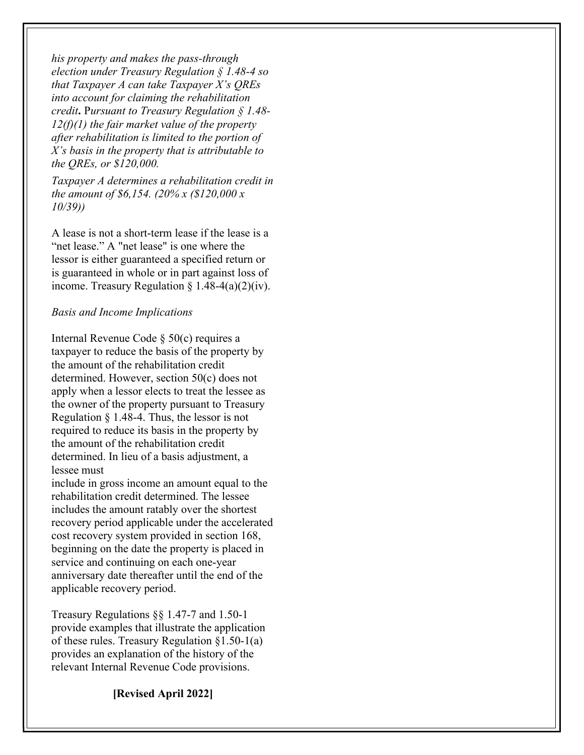*his property and makes the pass-through election under Treasury Regulation § 1.48-4 so that Taxpayer A can take Taxpayer X's QREs into account for claiming the rehabilitation credit***.** P*ursuant to Treasury Regulation § 1.48-12(f)(1) the fair market value of the property after rehabilitation is limited to the portion of X's basis in the property that is attributable to the QREs, or $120,000.*

*Taxpayer A determines a rehabilitation credit in the amount of $6,154. (20% x ($120,000 x 10/39))*

A lease is not a short-term lease if the lease is a "net lease." A "net lease" is one where the lessor is either guaranteed a specified return or is guaranteed in whole or in part against loss of income. Treasury Regulation § 1.48-4(a)(2)(iv).

*Basis and Income Implications*

Internal Revenue Code § 50(c) requires a taxpayer to reduce the basis of the property by the amount of the rehabilitation credit determined. However, section 50(c) does not apply when a lessor elects to treat the lessee as the owner of the property pursuant to Treasury Regulation § 1.48-4. Thus, the lessor is not required to reduce its basis in the property by the amount of the rehabilitation credit determined. In lieu of a basis adjustment, a lessee must include in gross income an amount equal to the rehabilitation credit determined. The lessee includes the amount ratably over the shortest recovery period applicable under the accelerated cost recovery system provided in section 168, beginning on the date the property is placed in service and continuing on each one-year anniversary date thereafter until the end of the applicable recovery period.

Treasury Regulations §§ 1.47-7 and 1.50-1 provide examples that illustrate the application of these rules. Treasury Regulation §1.50-1(a) provides an explanation of the history of the relevant Internal Revenue Code provisions.

**[Revised April 2022]**